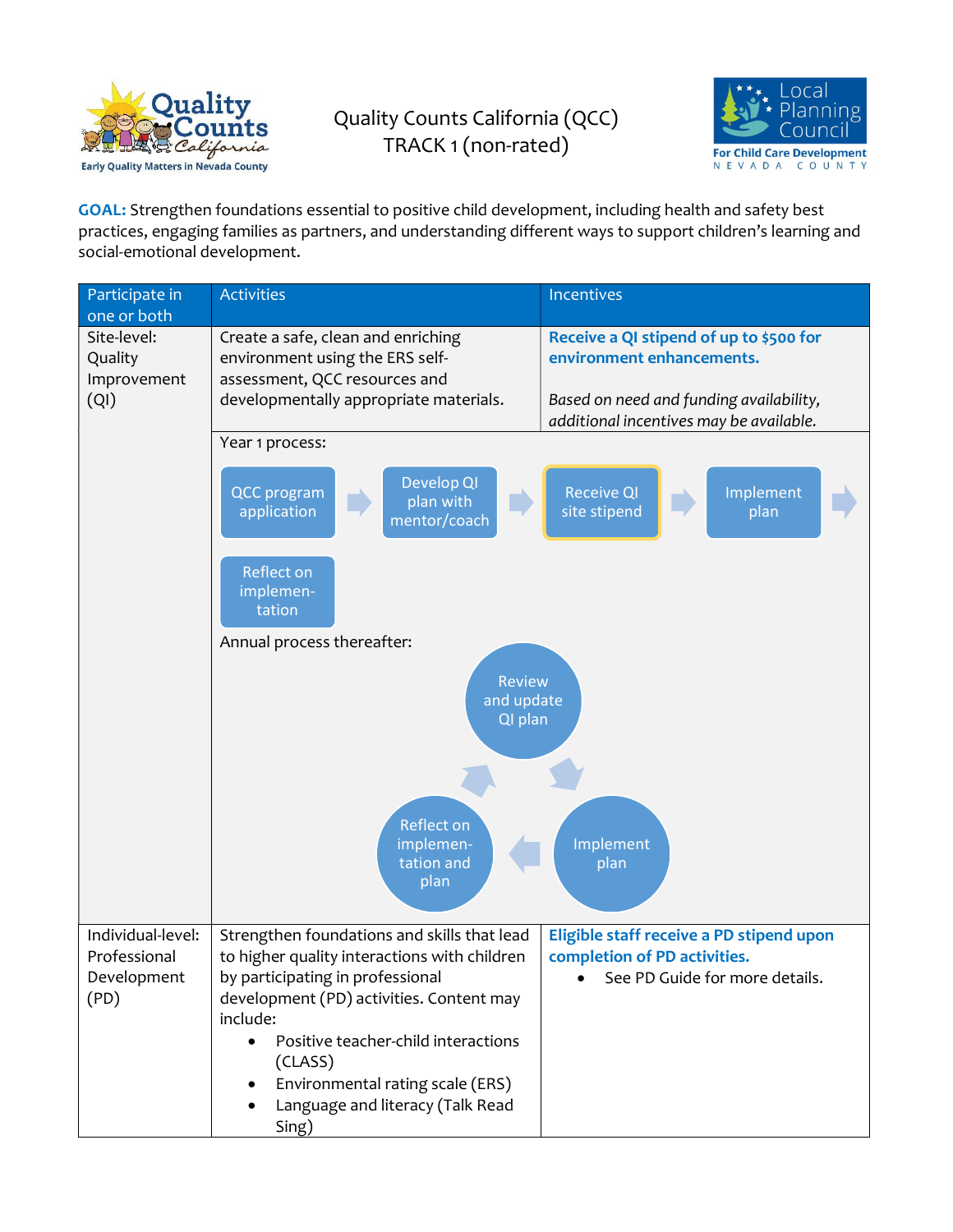Quality Counts California

Early Quality Matters in Nevada County

# Quality Counts California (QCC)
## TRACK 1 (non-rated)

Local Planning Council
For Child Care Development
NEVADA COUNTY

**GOAL:** Strengthen foundations essential to positive child development, including health and safety best practices, engaging families as partners, and understanding different ways to support children's learning and social-emotional development.

| Participate in one or both | Activities | Incentives |
|---|---|---|
| Site-level: Quality Improvement (QI) | Create a safe, clean and enriching environment using the ERS self-assessment, QCC resources and developmentally appropriate materials. | **Receive a QI stipend of up to $500 for environment enhancements.**<br><br>*Based on need and funding availability, additional incentives may be available.* |
| | Year 1 process:<br>QCC program application → Develop QI plan with mentor/coach → Receive QI site stipend → Implement plan → Reflect on implementation<br><br>Annual process thereafter:<br>Review and update QI plan → Implement plan → Reflect on implementation and plan → (back to Review and update QI plan) | |
| Individual-level: Professional Development (PD) | Strengthen foundations and skills that lead to higher quality interactions with children by participating in professional development (PD) activities. Content may include:<br>• Positive teacher-child interactions (CLASS)<br>• Environmental rating scale (ERS)<br>• Language and literacy (Talk Read Sing) | **Eligible staff receive a PD stipend upon completion of PD activities.**<br>• See PD Guide for more details. |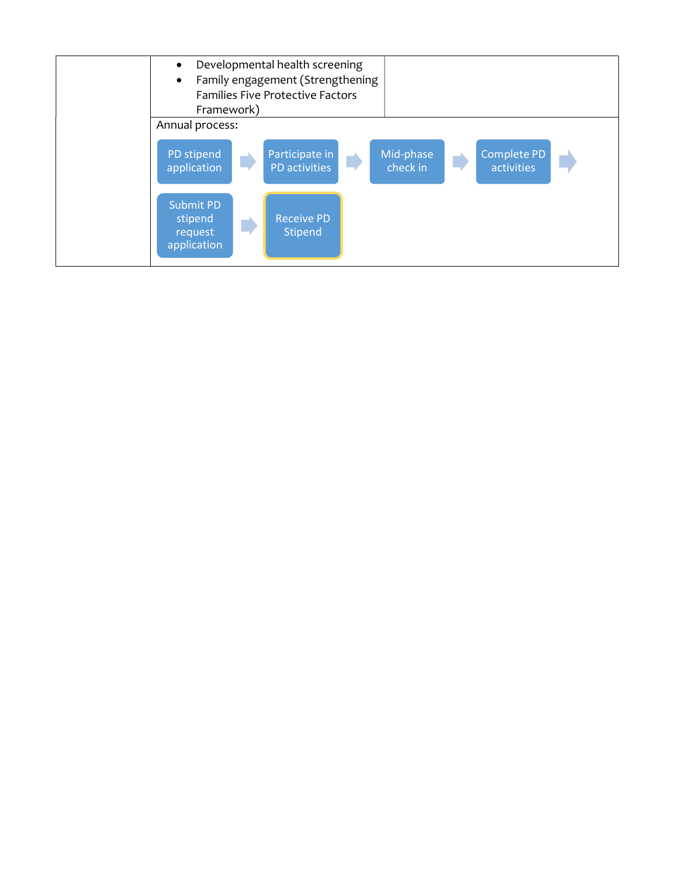| | | |
|---|---|---|
| | • Developmental health screening<br>• Family engagement (Strengthening Families Five Protective Factors Framework) | |
| | Annual process: | |

PD stipend application → Participate in PD activities → Mid-phase check in → Complete PD activities → Submit PD stipend request application → Receive PD Stipend